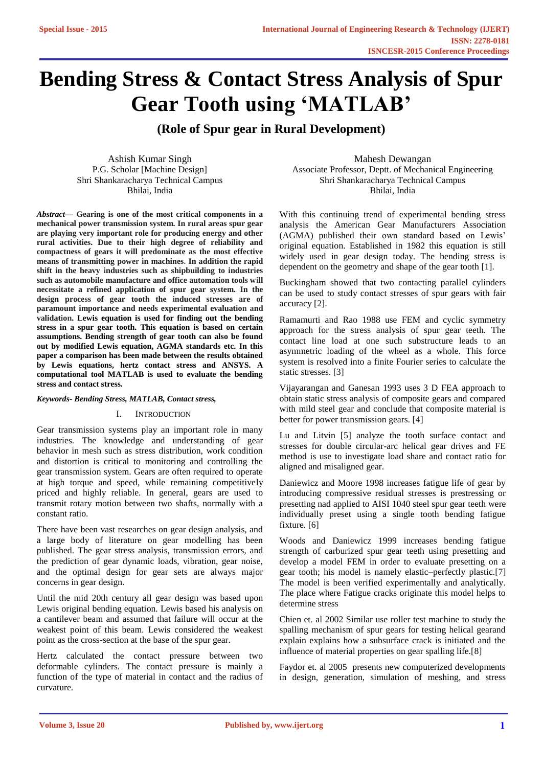# Bending Stress & Contact Stress Analysis of Spur Gear Tooth using 'MATLAB'

## (Role of Spur gear in Rural Development)

Ashish Kumar Singh
P.G. Scholar [Machine Design]
Shri Shankaracharya Technical Campus
Bhilai, India

Mahesh Dewangan
Associate Professor, Deptt. of Mechanical Engineering
Shri Shankaracharya Technical Campus
Bhilai, India

***Abstract*— Gearing is one of the most critical components in a mechanical power transmission system. In rural areas spur gear are playing very important role for producing energy and other rural activities. Due to their high degree of reliability and compactness of gears it will predominate as the most effective means of transmitting power in machines. In addition the rapid shift in the heavy industries such as shipbuilding to industries such as automobile manufacture and office automation tools will necessitate a refined application of spur gear system. In the design process of gear tooth the induced stresses are of paramount importance and needs experimental evaluation and validation. Lewis equation is used for finding out the bending stress in a spur gear tooth. This equation is based on certain assumptions. Bending strength of gear tooth can also be found out by modified Lewis equation, AGMA standards etc. In this paper a comparison has been made between the results obtained by Lewis equations, hertz contact stress and ANSYS. A computational tool MATLAB is used to evaluate the bending stress and contact stress.**

***Keywords- Bending Stress, MATLAB, Contact stress,***

## I. Introduction

Gear transmission systems play an important role in many industries. The knowledge and understanding of gear behavior in mesh such as stress distribution, work condition and distortion is critical to monitoring and controlling the gear transmission system. Gears are often required to operate at high torque and speed, while remaining competitively priced and highly reliable. In general, gears are used to transmit rotary motion between two shafts, normally with a constant ratio.

There have been vast researches on gear design analysis, and a large body of literature on gear modelling has been published. The gear stress analysis, transmission errors, and the prediction of gear dynamic loads, vibration, gear noise, and the optimal design for gear sets are always major concerns in gear design.

Until the mid 20th century all gear design was based upon Lewis original bending equation. Lewis based his analysis on a cantilever beam and assumed that failure will occur at the weakest point of this beam. Lewis considered the weakest point as the cross-section at the base of the spur gear.

Hertz calculated the contact pressure between two deformable cylinders. The contact pressure is mainly a function of the type of material in contact and the radius of curvature.

With this continuing trend of experimental bending stress analysis the American Gear Manufacturers Association (AGMA) published their own standard based on Lewis' original equation. Established in 1982 this equation is still widely used in gear design today. The bending stress is dependent on the geometry and shape of the gear tooth [1].

Buckingham showed that two contacting parallel cylinders can be used to study contact stresses of spur gears with fair accuracy [2].

Ramamurti and Rao 1988 use FEM and cyclic symmetry approach for the stress analysis of spur gear teeth. The contact line load at one such substructure leads to an asymmetric loading of the wheel as a whole. This force system is resolved into a finite Fourier series to calculate the static stresses. [3]

Vijayarangan and Ganesan 1993 uses 3 D FEA approach to obtain static stress analysis of composite gears and compared with mild steel gear and conclude that composite material is better for power transmission gears. [4]

Lu and Litvin [5] analyze the tooth surface contact and stresses for double circular-arc helical gear drives and FE method is use to investigate load share and contact ratio for aligned and misaligned gear.

Daniewicz and Moore 1998 increases fatigue life of gear by introducing compressive residual stresses is prestressing or presetting nad applied to AISI 1040 steel spur gear teeth were individually preset using a single tooth bending fatigue fixture. [6]

Woods and Daniewicz 1999 increases bending fatigue strength of carburized spur gear teeth using presetting and develop a model FEM in order to evaluate presetting on a gear tooth; his model is namely elastic–perfectly plastic.[7] The model is been verified experimentally and analytically. The place where Fatigue cracks originate this model helps to determine stress

Chien et. al 2002 Similar use roller test machine to study the spalling mechanism of spur gears for testing helical gearand explain explains how a subsurface crack is initiated and the influence of material properties on gear spalling life.[8]

Faydor et. al 2005 presents new computerized developments in design, generation, simulation of meshing, and stress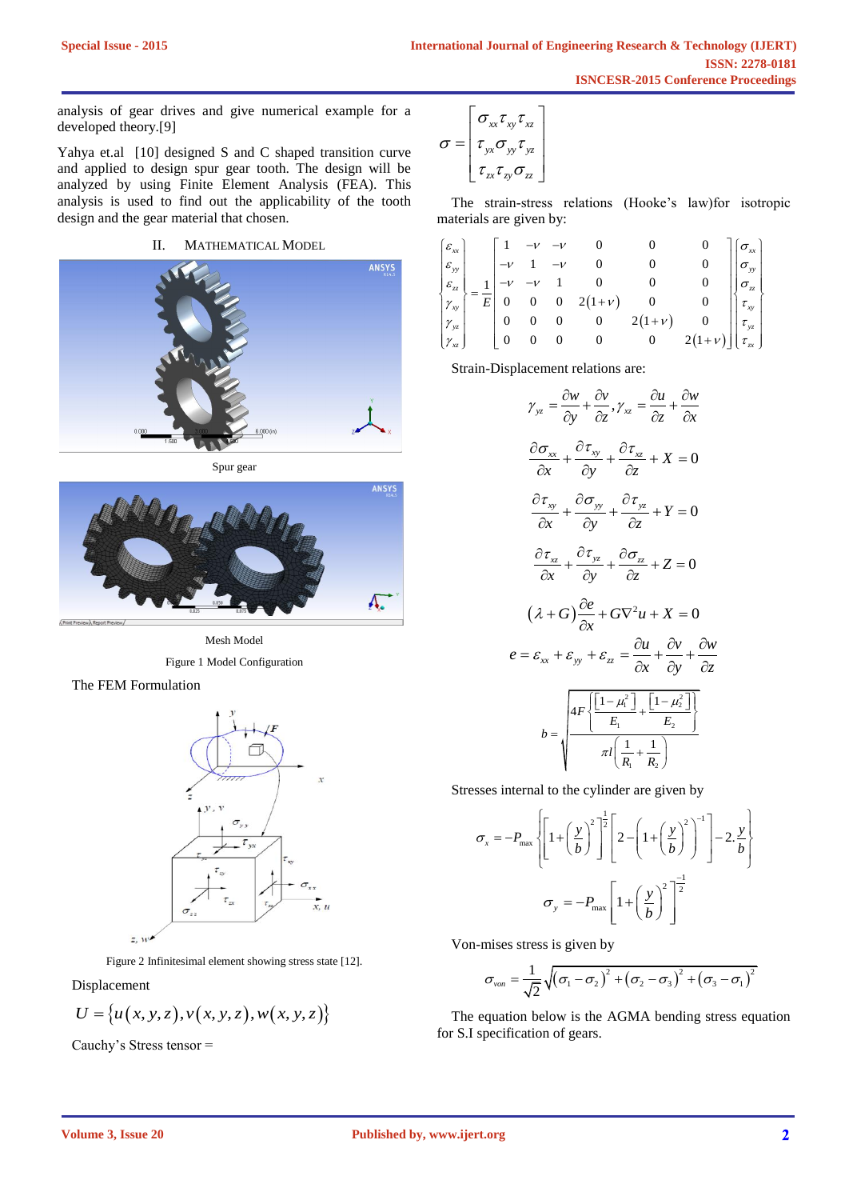analysis of gear drives and give numerical example for a developed theory.[9]

Yahya et.al [10] designed S and C shaped transition curve and applied to design spur gear tooth. The design will be analyzed by using Finite Element Analysis (FEA). This analysis is used to find out the applicability of the tooth design and the gear material that chosen.

## II. MATHEMATICAL MODEL

Spur gear

Mesh Model

Figure 1 Model Configuration

The FEM Formulation

Figure 2 Infinitesimal element showing stress state [12].

Displacement

$$U = \{u(x,y,z), v(x,y,z), w(x,y,z)\}$$

Cauchy's Stress tensor =

$$\sigma = \begin{bmatrix} \sigma_{xx} \tau_{xy} \tau_{xz} \\ \tau_{yx} \sigma_{yy} \tau_{yz} \\ \tau_{zx} \tau_{zy} \sigma_{zz} \end{bmatrix}$$

The strain-stress relations (Hooke's law)for isotropic materials are given by:

$$\begin{Bmatrix} \varepsilon_{xx} \\ \varepsilon_{yy} \\ \varepsilon_{zz} \\ \gamma_{xy} \\ \gamma_{yz} \\ \gamma_{xz} \end{Bmatrix} = \frac{1}{E} \begin{bmatrix} 1 & -\nu & -\nu & 0 & 0 & 0 \\ -\nu & 1 & -\nu & 0 & 0 & 0 \\ -\nu & -\nu & 1 & 0 & 0 & 0 \\ 0 & 0 & 0 & 2(1+\nu) & 0 & 0 \\ 0 & 0 & 0 & 0 & 2(1+\nu) & 0 \\ 0 & 0 & 0 & 0 & 0 & 2(1+\nu) \end{bmatrix} \begin{Bmatrix} \sigma_{xx} \\ \sigma_{yy} \\ \sigma_{zz} \\ \tau_{xy} \\ \tau_{yz} \\ \tau_{zx} \end{Bmatrix}$$

Strain-Displacement relations are:

$$\gamma_{yz} = \frac{\partial w}{\partial y} + \frac{\partial v}{\partial z}, \gamma_{xz} = \frac{\partial u}{\partial z} + \frac{\partial w}{\partial x}$$

$$\frac{\partial \sigma_{xx}}{\partial x} + \frac{\partial \tau_{xy}}{\partial y} + \frac{\partial \tau_{xz}}{\partial z} + X = 0$$

$$\frac{\partial \tau_{xy}}{\partial x} + \frac{\partial \sigma_{yy}}{\partial y} + \frac{\partial \tau_{yz}}{\partial z} + Y = 0$$

$$\frac{\partial \tau_{xz}}{\partial x} + \frac{\partial \tau_{yz}}{\partial y} + \frac{\partial \sigma_{zz}}{\partial z} + Z = 0$$

$$(\lambda + G)\frac{\partial e}{\partial x} + G\nabla^2 u + X = 0$$

$$e = \varepsilon_{xx} + \varepsilon_{yy} + \varepsilon_{zz} = \frac{\partial u}{\partial x} + \frac{\partial v}{\partial y} + \frac{\partial w}{\partial z}$$

$$b = \sqrt{\frac{4F\left\{\frac{[1-\mu_1^2]}{E_1} + \frac{[1-\mu_2^2]}{E_2}\right\}}{\pi l\left(\frac{1}{R_1} + \frac{1}{R_2}\right)}}$$

Stresses internal to the cylinder are given by

$$\sigma_x = -P_{\max}\left\{\left[1+\left(\frac{y}{b}\right)^2\right]^{\frac{1}{2}}\left[2-\left(1+\left(\frac{y}{b}\right)^2\right)^{-1}\right] - 2.\frac{y}{b}\right\}$$

$$\sigma_y = -P_{\max}\left[1+\left(\frac{y}{b}\right)^2\right]^{\frac{-1}{2}}$$

Von-mises stress is given by

$$\sigma_{von} = \frac{1}{\sqrt{2}}\sqrt{(\sigma_1 - \sigma_2)^2 + (\sigma_2 - \sigma_3)^2 + (\sigma_3 - \sigma_1)^2}$$

The equation below is the AGMA bending stress equation for S.I specification of gears.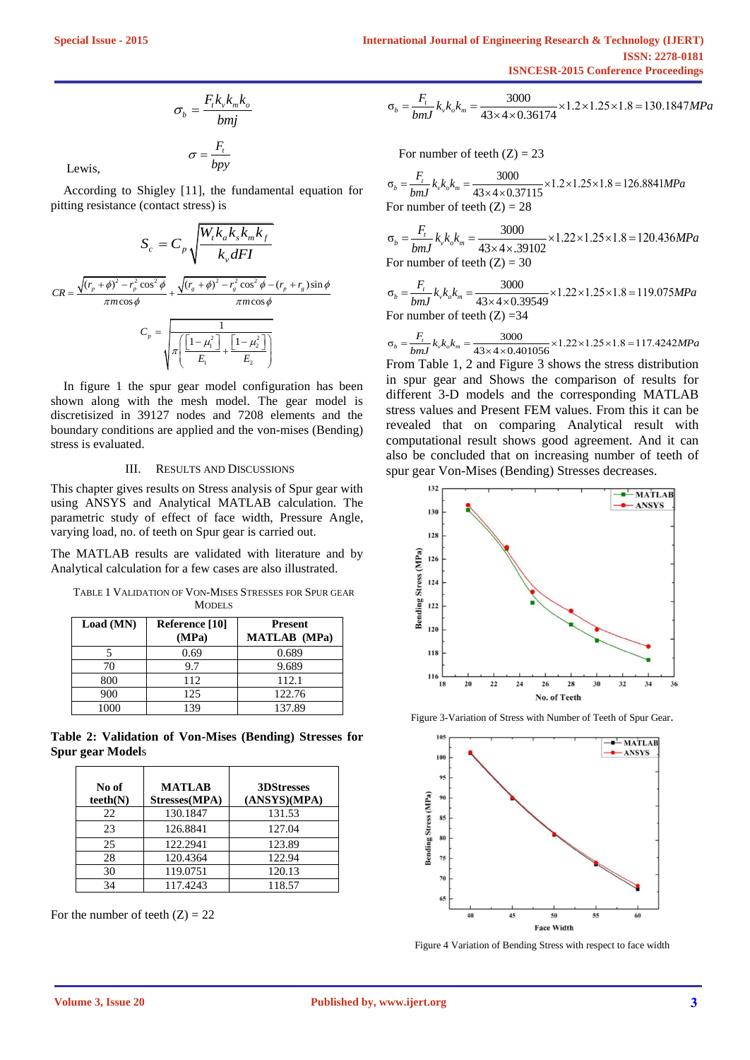$$\sigma_b = \frac{F_t k_v k_m k_o}{bmj}$$

Lewis,

$$\sigma = \frac{F_t}{bpy}$$

According to Shigley [11], the fundamental equation for pitting resistance (contact stress) is

$$S_c = C_p \sqrt{\frac{W_t k_a k_s k_m k_f}{k_v dFI}}$$

$$CR = \frac{\sqrt{(r_p + \phi)^2 - r_p^2 \cos^2 \phi}}{\pi m \cos \phi} + \frac{\sqrt{(r_g + \phi)^2 - r_g^2 \cos^2 \phi} - (r_p + r_g)\sin \phi}{\pi m \cos \phi}$$

$$C_p = \sqrt{\frac{1}{\pi\left(\frac{\left[1-\mu_1^2\right]}{E_1} + \frac{\left[1-\mu_2^2\right]}{E_2}\right)}}$$

In figure 1 the spur gear model configuration has been shown along with the mesh model. The gear model is discretisized in 39127 nodes and 7208 elements and the boundary conditions are applied and the von-mises (Bending) stress is evaluated.

## III. Results and Discussions

This chapter gives results on Stress analysis of Spur gear with using ANSYS and Analytical MATLAB calculation. The parametric study of effect of face width, Pressure Angle, varying load, no. of teeth on Spur gear is carried out.

The MATLAB results are validated with literature and by Analytical calculation for a few cases are also illustrated.

TABLE 1 VALIDATION OF VON-MISES STRESSES FOR SPUR GEAR MODELS

| Load (MN) | Reference [10] (MPa) | Present MATLAB (MPa) |
|---|---|---|
| 5 | 0.69 | 0.689 |
| 70 | 9.7 | 9.689 |
| 800 | 112 | 112.1 |
| 900 | 125 | 122.76 |
| 1000 | 139 | 137.89 |

**Table 2: Validation of Von-Mises (Bending) Stresses for Spur gear Models**

| No of teeth(N) | MATLAB Stresses(MPA) | 3DStresses (ANSYS)(MPA) |
|---|---|---|
| 22 | 130.1847 | 131.53 |
| 23 | 126.8841 | 127.04 |
| 25 | 122.2941 | 123.89 |
| 28 | 120.4364 | 122.94 |
| 30 | 119.0751 | 120.13 |
| 34 | 117.4243 | 118.57 |

For the number of teeth (Z) = 22

$$\sigma_b = \frac{F_t}{bmJ} k_v k_o k_m = \frac{3000}{43 \times 4 \times 0.36174} \times 1.2 \times 1.25 \times 1.8 = 130.1847 MPa$$

For number of teeth (Z) = 23

$$\sigma_b = \frac{F_t}{bmJ} k_v k_o k_m = \frac{3000}{43 \times 4 \times 0.37115} \times 1.2 \times 1.25 \times 1.8 = 126.8841 MPa$$

For number of teeth (Z) = 28

$$\sigma_b = \frac{F_t}{bmJ} k_v k_o k_m = \frac{3000}{43 \times 4 \times .39102} \times 1.22 \times 1.25 \times 1.8 = 120.436 MPa$$

For number of teeth (Z) = 30

$$\sigma_b = \frac{F_t}{bmJ} k_v k_o k_m = \frac{3000}{43 \times 4 \times 0.39549} \times 1.22 \times 1.25 \times 1.8 = 119.075 MPa$$

For number of teeth (Z) =34

$$\sigma_b = \frac{F_t}{bmJ} k_v k_o k_m = \frac{3000}{43 \times 4 \times 0.401056} \times 1.22 \times 1.25 \times 1.8 = 117.4242 MPa$$

From Table 1, 2 and Figure 3 shows the stress distribution in spur gear and Shows the comparison of results for different 3-D models and the corresponding MATLAB stress values and Present FEM values. From this it can be revealed that on comparing Analytical result with computational result shows good agreement. And it can also be concluded that on increasing number of teeth of spur gear Von-Mises (Bending) Stresses decreases.

Figure 3-Variation of Stress with Number of Teeth of Spur Gear.

Figure 4 Variation of Bending Stress with respect to face width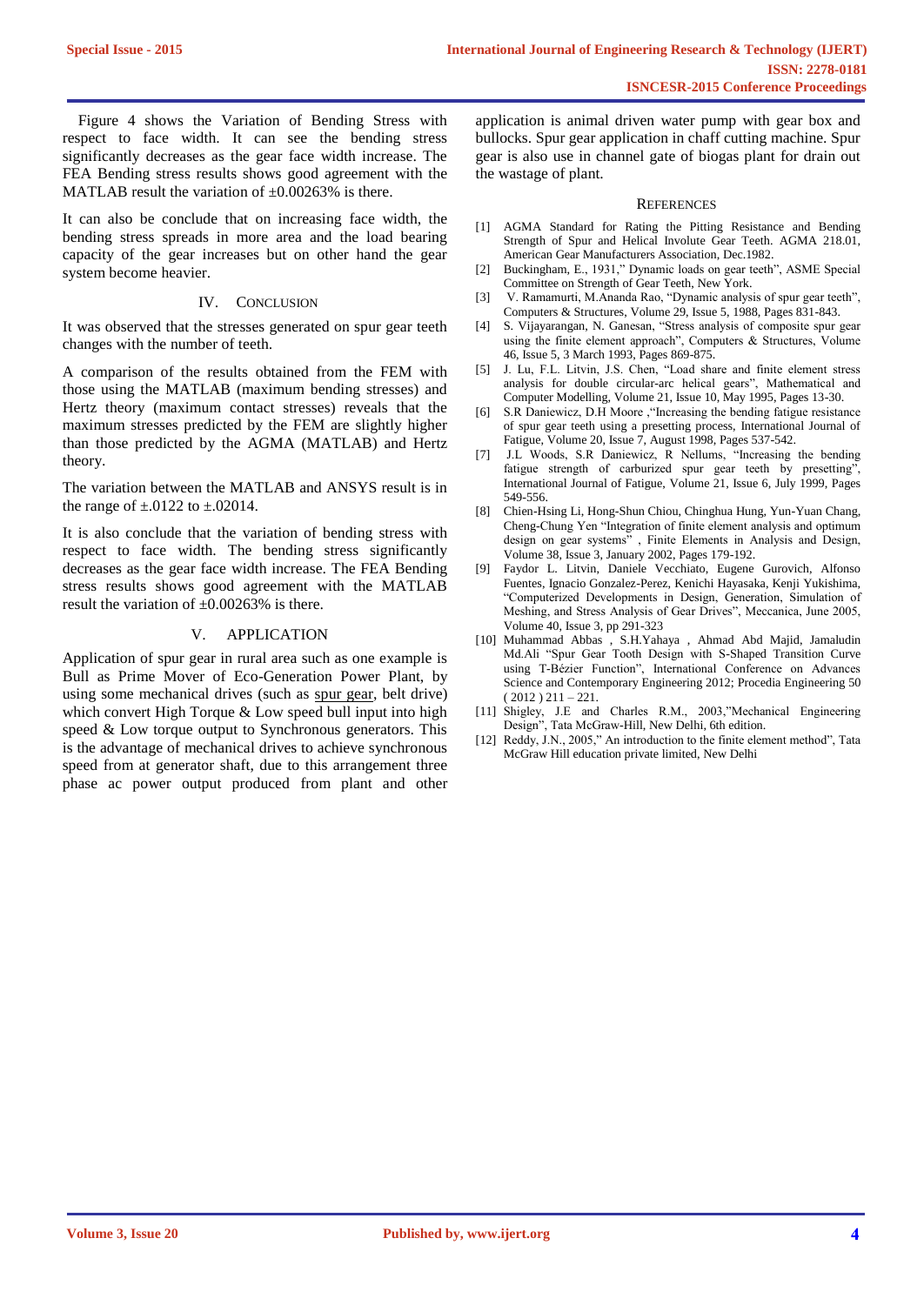Figure 4 shows the Variation of Bending Stress with respect to face width. It can see the bending stress significantly decreases as the gear face width increase. The FEA Bending stress results shows good agreement with the MATLAB result the variation of ±0.00263% is there.

It can also be conclude that on increasing face width, the bending stress spreads in more area and the load bearing capacity of the gear increases but on other hand the gear system become heavier.

## IV. CONCLUSION

It was observed that the stresses generated on spur gear teeth changes with the number of teeth.

A comparison of the results obtained from the FEM with those using the MATLAB (maximum bending stresses) and Hertz theory (maximum contact stresses) reveals that the maximum stresses predicted by the FEM are slightly higher than those predicted by the AGMA (MATLAB) and Hertz theory.

The variation between the MATLAB and ANSYS result is in the range of ±.0122 to ±.02014.

It is also conclude that the variation of bending stress with respect to face width. The bending stress significantly decreases as the gear face width increase. The FEA Bending stress results shows good agreement with the MATLAB result the variation of ±0.00263% is there.

## V. APPLICATION

Application of spur gear in rural area such as one example is Bull as Prime Mover of Eco-Generation Power Plant, by using some mechanical drives (such as spur gear, belt drive) which convert High Torque & Low speed bull input into high speed & Low torque output to Synchronous generators. This is the advantage of mechanical drives to achieve synchronous speed from at generator shaft, due to this arrangement three phase ac power output produced from plant and other application is animal driven water pump with gear box and bullocks. Spur gear application in chaff cutting machine. Spur gear is also use in channel gate of biogas plant for drain out the wastage of plant.

## REFERENCES

[1] AGMA Standard for Rating the Pitting Resistance and Bending Strength of Spur and Helical Involute Gear Teeth. AGMA 218.01, American Gear Manufacturers Association, Dec.1982.

[2] Buckingham, E., 1931," Dynamic loads on gear teeth", ASME Special Committee on Strength of Gear Teeth, New York.

[3] V. Ramamurti, M.Ananda Rao, "Dynamic analysis of spur gear teeth", Computers & Structures, Volume 29, Issue 5, 1988, Pages 831-843.

[4] S. Vijayarangan, N. Ganesan, "Stress analysis of composite spur gear using the finite element approach", Computers & Structures, Volume 46, Issue 5, 3 March 1993, Pages 869-875.

[5] J. Lu, F.L. Litvin, J.S. Chen, "Load share and finite element stress analysis for double circular-arc helical gears", Mathematical and Computer Modelling, Volume 21, Issue 10, May 1995, Pages 13-30.

[6] S.R Daniewicz, D.H Moore ,"Increasing the bending fatigue resistance of spur gear teeth using a presetting process, International Journal of Fatigue, Volume 20, Issue 7, August 1998, Pages 537-542.

[7] J.L Woods, S.R Daniewicz, R Nellums, "Increasing the bending fatigue strength of carburized spur gear teeth by presetting", International Journal of Fatigue, Volume 21, Issue 6, July 1999, Pages 549-556.

[8] Chien-Hsing Li, Hong-Shun Chiou, Chinghua Hung, Yun-Yuan Chang, Cheng-Chung Yen "Integration of finite element analysis and optimum design on gear systems" , Finite Elements in Analysis and Design, Volume 38, Issue 3, January 2002, Pages 179-192.

[9] Faydor L. Litvin, Daniele Vecchiato, Eugene Gurovich, Alfonso Fuentes, Ignacio Gonzalez-Perez, Kenichi Hayasaka, Kenji Yukishima, "Computerized Developments in Design, Generation, Simulation of Meshing, and Stress Analysis of Gear Drives", Meccanica, June 2005, Volume 40, Issue 3, pp 291-323

[10] Muhammad Abbas , S.H.Yahaya , Ahmad Abd Majid, Jamaludin Md.Ali "Spur Gear Tooth Design with S-Shaped Transition Curve using T-Bézier Function", International Conference on Advances Science and Contemporary Engineering 2012; Procedia Engineering 50 ( 2012 ) 211 – 221.

[11] Shigley, J.E and Charles R.M., 2003,"Mechanical Engineering Design", Tata McGraw-Hill, New Delhi, 6th edition.

[12] Reddy, J.N., 2005," An introduction to the finite element method", Tata McGraw Hill education private limited, New Delhi